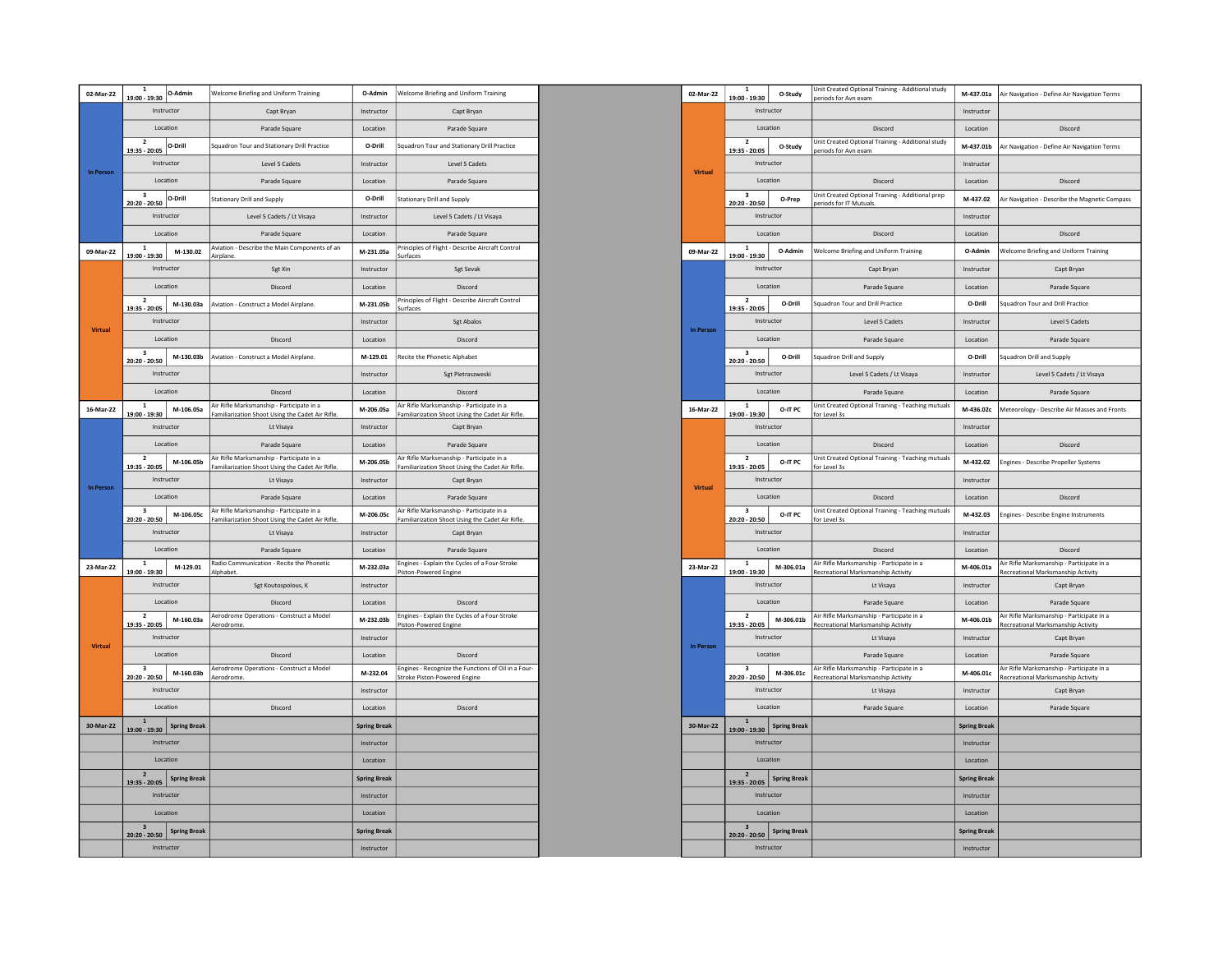| Date | Mode | Period | Code | Level 1 | Code | Level 2 |
|---|---|---|---|---|---|---|
| 02-Mar-22 | In Person | 1<br>19:00 - 19:30 | O-Admin | Welcome Briefing and Uniform Training | O-Admin | Welcome Briefing and Uniform Training |
| | | Instructor | | Capt Bryan | Instructor | Capt Bryan |
| | | Location | | Parade Square | Location | Parade Square |
| | | 2<br>19:35 - 20:05 | O-Drill | Squadron Tour and Stationary Drill Practice | O-Drill | Squadron Tour and Stationary Drill Practice |
| | | Instructor | | Level 5 Cadets | Instructor | Level 5 Cadets |
| | | Location | | Parade Square | Location | Parade Square |
| | | 3<br>20:20 - 20:50 | O-Drill | Stationary Drill and Supply | O-Drill | Stationary Drill and Supply |
| | | Instructor | | Level 5 Cadets / Lt Visaya | Instructor | Level 5 Cadets / Lt Visaya |
| | | Location | | Parade Square | Location | Parade Square |
| 09-Mar-22 | Virtual | 1<br>19:00 - 19:30 | M-130.02 | Aviation - Describe the Main Components of an Airplane. | M-231.05a | Principles of Flight - Describe Aircraft Control Surfaces |
| | | Instructor | | Sgt Xin | Instructor | Sgt Sevak |
| | | Location | | Discord | Location | Discord |
| | | 2<br>19:35 - 20:05 | M-130.03a | Aviation - Construct a Model Airplane. | M-231.05b | Principles of Flight - Describe Aircraft Control Surfaces |
| | | Instructor | | | Instructor | Sgt Abalos |
| | | Location | | Discord | Location | Discord |
| | | 3<br>20:20 - 20:50 | M-130.03b | Aviation - Construct a Model Airplane. | M-129.01 | Recite the Phonetic Alphabet |
| | | Instructor | | | Instructor | Sgt Pietraszweski |
| | | Location | | Discord | Location | Discord |
| 16-Mar-22 | In Person | 1<br>19:00 - 19:30 | M-106.05a | Air Rifle Marksmanship - Participate in a Familiarization Shoot Using the Cadet Air Rifle. | M-206.05a | Air Rifle Marksmanship - Participate in a Familiarization Shoot Using the Cadet Air Rifle. |
| | | Instructor | | Lt Visaya | Instructor | Capt Bryan |
| | | Location | | Parade Square | Location | Parade Square |
| | | 2<br>19:35 - 20:05 | M-106.05b | Air Rifle Marksmanship - Participate in a Familiarization Shoot Using the Cadet Air Rifle. | M-206.05b | Air Rifle Marksmanship - Participate in a Familiarization Shoot Using the Cadet Air Rifle. |
| | | Instructor | | Lt Visaya | Instructor | Capt Bryan |
| | | Location | | Parade Square | Location | Parade Square |
| | | 3<br>20:20 - 20:50 | M-106.05c | Air Rifle Marksmanship - Participate in a Familiarization Shoot Using the Cadet Air Rifle. | M-206.05c | Air Rifle Marksmanship - Participate in a Familiarization Shoot Using the Cadet Air Rifle. |
| | | Instructor | | Lt Visaya | Instructor | Capt Bryan |
| | | Location | | Parade Square | Location | Parade Square |
| 23-Mar-22 | Virtual | 1<br>19:00 - 19:30 | M-129.01 | Radio Communication - Recite the Phonetic Alphabet. | M-232.03a | Engines - Explain the Cycles of a Four-Stroke Piston-Powered Engine |
| | | Instructor | | Sgt Koutospolous, K | Instructor | |
| | | Location | | Discord | Location | Discord |
| | | 2<br>19:35 - 20:05 | M-160.03a | Aerodrome Operations - Construct a Model Aerodrome. | M-232.03b | Engines - Explain the Cycles of a Four-Stroke Piston-Powered Engine |
| | | Instructor | | | Instructor | |
| | | Location | | Discord | Location | Discord |
| | | 3<br>20:20 - 20:50 | M-160.03b | Aerodrome Operations - Construct a Model Aerodrome. | M-232.04 | Engines - Recognize the Functions of Oil in a Four-Stroke Piston-Powered Engine |
| | | Instructor | | | Instructor | |
| | | Location | | Discord | Location | Discord |
| 30-Mar-22 | | 1<br>19:00 - 19:30 | Spring Break | | Spring Break | |
| | | Instructor | | | Instructor | |
| | | Location | | | Location | |
| | | 2<br>19:35 - 20:05 | Spring Break | | Spring Break | |
| | | Instructor | | | Instructor | |
| | | Location | | | Location | |
| | | 3<br>20:20 - 20:50 | Spring Break | | Spring Break | |
| | | Instructor | | | Instructor | |

| Date | Mode | Period | Code | Level 3 | Code | Level 4 |
|---|---|---|---|---|---|---|
| 02-Mar-22 | Virtual | 1<br>19:00 - 19:30 | O-Study | Unit Created Optional Training - Additional study periods for Avn exam | M-437.01a | Air Navigation - Define Air Navigation Terms |
| | | Instructor | | | Instructor | |
| | | Location | | Discord | Location | Discord |
| | | 2<br>19:35 - 20:05 | O-Study | Unit Created Optional Training - Additional study periods for Avn exam | M-437.01b | Air Navigation - Define Air Navigation Terms |
| | | Instructor | | | Instructor | |
| | | Location | | Discord | Location | Discord |
| | | 3<br>20:20 - 20:50 | O-Prep | Unit Created Optional Training - Additional prep periods for IT Mutuals. | M-437.02 | Air Navigation - Describe the Magnetic Compass |
| | | Instructor | | | Instructor | |
| | | Location | | Discord | Location | Discord |
| 09-Mar-22 | In Person | 1<br>19:00 - 19:30 | O-Admin | Welcome Briefing and Uniform Training | O-Admin | Welcome Briefing and Uniform Training |
| | | Instructor | | Capt Bryan | Instructor | Capt Bryan |
| | | Location | | Parade Square | Location | Parade Square |
| | | 2<br>19:35 - 20:05 | O-Drill | Squadron Tour and Drill Practice | O-Drill | Squadron Tour and Drill Practice |
| | | Instructor | | Level 5 Cadets | Instructor | Level 5 Cadets |
| | | Location | | Parade Square | Location | Parade Square |
| | | 3<br>20:20 - 20:50 | O-Drill | Squadron Drill and Supply | O-Drill | Squadron Drill and Supply |
| | | Instructor | | Level 5 Cadets / Lt Visaya | Instructor | Level 5 Cadets / Lt Visaya |
| | | Location | | Parade Square | Location | Parade Square |
| 16-Mar-22 | Virtual | 1<br>19:00 - 19:30 | O-IT PC | Unit Created Optional Training - Teaching mutuals for Level 3s | M-436.02c | Meteorology - Describe Air Masses and Fronts |
| | | Instructor | | | Instructor | |
| | | Location | | Discord | Location | Discord |
| | | 2<br>19:35 - 20:05 | O-IT PC | Unit Created Optional Training - Teaching mutuals for Level 3s | M-432.02 | Engines - Describe Propeller Systems |
| | | Instructor | | | Instructor | |
| | | Location | | Discord | Location | Discord |
| | | 3<br>20:20 - 20:50 | O-IT PC | Unit Created Optional Training - Teaching mutuals for Level 3s | M-432.03 | Engines - Describe Engine Instruments |
| | | Instructor | | | Instructor | |
| | | Location | | Discord | Location | Discord |
| 23-Mar-22 | In Person | 1<br>19:00 - 19:30 | M-306.01a | Air Rifle Marksmanship - Participate in a Recreational Marksmanship Activity | M-406.01a | Air Rifle Marksmanship - Participate in a Recreational Marksmanship Activity |
| | | Instructor | | Lt Visaya | Instructor | Capt Bryan |
| | | Location | | Parade Square | Location | Parade Square |
| | | 2<br>19:35 - 20:05 | M-306.01b | Air Rifle Marksmanship - Participate in a Recreational Marksmanship Activity | M-406.01b | Air Rifle Marksmanship - Participate in a Recreational Marksmanship Activity |
| | | Instructor | | Lt Visaya | Instructor | Capt Bryan |
| | | Location | | Parade Square | Location | Parade Square |
| | | 3<br>20:20 - 20:50 | M-306.01c | Air Rifle Marksmanship - Participate in a Recreational Marksmanship Activity | M-406.01c | Air Rifle Marksmanship - Participate in a Recreational Marksmanship Activity |
| | | Instructor | | Lt Visaya | Instructor | Capt Bryan |
| | | Location | | Parade Square | Location | Parade Square |
| 30-Mar-22 | | 1<br>19:00 - 19:30 | Spring Break | | Spring Break | |
| | | Instructor | | | Instructor | |
| | | Location | | | Location | |
| | | 2<br>19:35 - 20:05 | Spring Break | | Spring Break | |
| | | Instructor | | | Instructor | |
| | | Location | | | Location | |
| | | 3<br>20:20 - 20:50 | Spring Break | | Spring Break | |
| | | Instructor | | | Instructor | |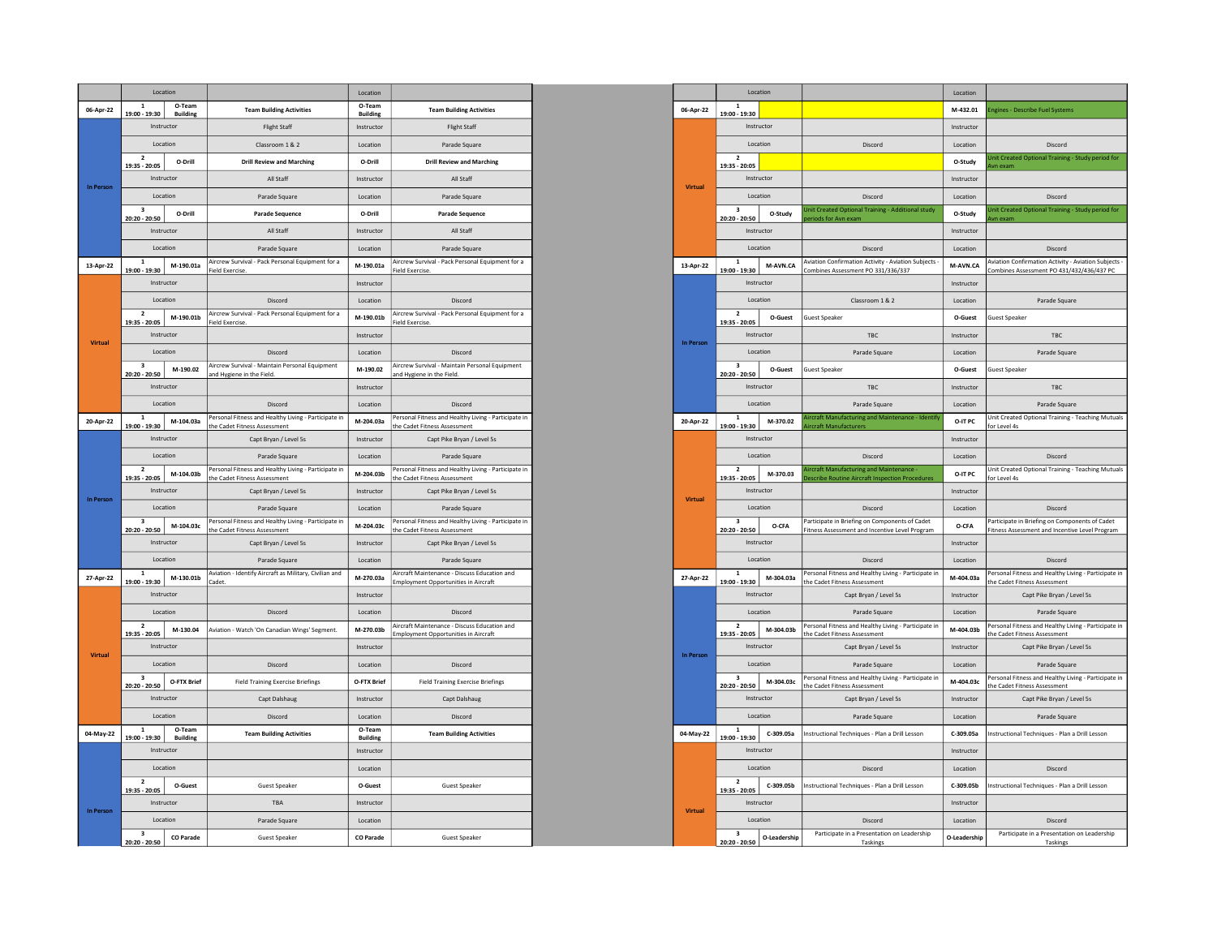| | Location | | | Location | |
|---|---|---|---|---|---|
| 06-Apr-22 | 1<br>19:00 - 19:30 | O-Team Building | Team Building Activities | O-Team Building | Team Building Activities |
| In Person | Instructor | | Flight Staff | Instructor | Flight Staff |
| | Location | | Classroom 1 & 2 | Location | Parade Square |
| | 2<br>19:35 - 20:05 | O-Drill | Drill Review and Marching | O-Drill | Drill Review and Marching |
| | Instructor | | All Staff | Instructor | All Staff |
| | Location | | Parade Square | Location | Parade Square |
| | 3<br>20:20 - 20:50 | O-Drill | Parade Sequence | O-Drill | Parade Sequence |
| | Instructor | | All Staff | Instructor | All Staff |
| | Location | | Parade Square | Location | Parade Square |
| 13-Apr-22 | 1<br>19:00 - 19:30 | M-190.01a | Aircrew Survival - Pack Personal Equipment for a Field Exercise. | M-190.01a | Aircrew Survival - Pack Personal Equipment for a Field Exercise. |
| Virtual | Instructor | | | Instructor | |
| | Location | | Discord | Location | Discord |
| | 2<br>19:35 - 20:05 | M-190.01b | Aircrew Survival - Pack Personal Equipment for a Field Exercise. | M-190.01b | Aircrew Survival - Pack Personal Equipment for a Field Exercise. |
| | Instructor | | | Instructor | |
| | Location | | Discord | Location | Discord |
| | 3<br>20:20 - 20:50 | M-190.02 | Aircrew Survival - Maintain Personal Equipment and Hygiene in the Field. | M-190.02 | Aircrew Survival - Maintain Personal Equipment and Hygiene in the Field. |
| | Instructor | | | Instructor | |
| | Location | | Discord | Location | Discord |
| 20-Apr-22 | 1<br>19:00 - 19:30 | M-104.03a | Personal Fitness and Healthy Living - Participate in the Cadet Fitness Assessment | M-204.03a | Personal Fitness and Healthy Living - Participate in the Cadet Fitness Assessment |
| In Person | Instructor | | Capt Bryan / Level 5s | Instructor | Capt Pike Bryan / Level 5s |
| | Location | | Parade Square | Location | Parade Square |
| | 2<br>19:35 - 20:05 | M-104.03b | Personal Fitness and Healthy Living - Participate in the Cadet Fitness Assessment | M-204.03b | Personal Fitness and Healthy Living - Participate in the Cadet Fitness Assessment |
| | Instructor | | Capt Bryan / Level 5s | Instructor | Capt Pike Bryan / Level 5s |
| | Location | | Parade Square | Location | Parade Square |
| | 3<br>20:20 - 20:50 | M-104.03c | Personal Fitness and Healthy Living - Participate in the Cadet Fitness Assessment | M-204.03c | Personal Fitness and Healthy Living - Participate in the Cadet Fitness Assessment |
| | Instructor | | Capt Bryan / Level 5s | Instructor | Capt Pike Bryan / Level 5s |
| | Location | | Parade Square | Location | Parade Square |
| 27-Apr-22 | 1<br>19:00 - 19:30 | M-130.01b | Aviation - Identify Aircraft as Military, Civilian and Cadet. | M-270.03a | Aircraft Maintenance - Discuss Education and Employment Opportunities in Aircraft |
| Virtual | Instructor | | | Instructor | |
| | Location | | Discord | Location | Discord |
| | 2<br>19:35 - 20:05 | M-130.04 | Aviation - Watch 'On Canadian Wings' Segment. | M-270.03b | Aircraft Maintenance - Discuss Education and Employment Opportunities in Aircraft |
| | Instructor | | | Instructor | |
| | Location | | Discord | Location | Discord |
| | 3<br>20:20 - 20:50 | O-FTX Brief | Field Training Exercise Briefings | O-FTX Brief | Field Training Exercise Briefings |
| | Instructor | | Capt Dalshaug | Instructor | Capt Dalshaug |
| | Location | | Discord | Location | Discord |
| 04-May-22 | 1<br>19:00 - 19:30 | O-Team Building | Team Building Activities | O-Team Building | Team Building Activities |
| In Person | Instructor | | | Instructor | |
| | Location | | | Location | |
| | 2<br>19:35 - 20:05 | O-Guest | Guest Speaker | O-Guest | Guest Speaker |
| | Instructor | | TBA | Instructor | TBA |
| | Location | | Parade Square | Location | Parade Square |
| | 3<br>20:20 - 20:50 | CO Parade | Guest Speaker | CO Parade | Guest Speaker |

| | Location | | | Location | |
|---|---|---|---|---|---|
| 06-Apr-22 | 1<br>19:00 - 19:30 | | | M-432.01 | Engines - Describe Fuel Systems |
| Virtual | Instructor | | | Instructor | |
| | Location | | Discord | Location | Discord |
| | 2<br>19:35 - 20:05 | | | O-Study | Unit Created Optional Training - Study period for Avn exam |
| | Instructor | | | Instructor | |
| | Location | | Discord | Location | Discord |
| | 3<br>20:20 - 20:50 | O-Study | Unit Created Optional Training - Additional study periods for Avn exam | O-Study | Unit Created Optional Training - Study period for Avn exam |
| | Instructor | | | Instructor | |
| | Location | | Discord | Location | Discord |
| 13-Apr-22 | 1<br>19:00 - 19:30 | M-AVN.CA | Aviation Confirmation Activity - Aviation Subjects - Combines Assessment PO 331/336/337 | M-AVN.CA | Aviation Confirmation Activity - Aviation Subjects - Combines Assessment PO 431/432/436/437 PC |
| In Person | Instructor | | | Instructor | |
| | Location | | Classroom 1 & 2 | Location | Parade Square |
| | 2<br>19:35 - 20:05 | O-Guest | Guest Speaker | O-Guest | Guest Speaker |
| | Instructor | | TBC | Instructor | TBC |
| | Location | | Parade Square | Location | Parade Square |
| | 3<br>20:20 - 20:50 | O-Guest | Guest Speaker | O-Guest | Guest Speaker |
| | Instructor | | TBC | Instructor | TBC |
| | Location | | Parade Square | Location | Parade Square |
| 20-Apr-22 | 1<br>19:00 - 19:30 | M-370.02 | Aircraft Manufacturing and Maintenance - Identify Aircraft Manufacturers | O-IT PC | Unit Created Optional Training - Teaching Mutuals for Level 4s |
| Virtual | Instructor | | | Instructor | |
| | Location | | Discord | Location | Discord |
| | 2<br>19:35 - 20:05 | M-370.03 | Aircraft Manufacturing and Maintenance - Describe Routine Aircraft Inspection Procedures | O-IT PC | Unit Created Optional Training - Teaching Mutuals for Level 4s |
| | Instructor | | | Instructor | |
| | Location | | Discord | Location | Discord |
| | 3<br>20:20 - 20:50 | O-CFA | Participate in Briefing on Components of Cadet Fitness Assessment and Incentive Level Program | O-CFA | Participate in Briefing on Components of Cadet Fitness Assessment and Incentive Level Program |
| | Instructor | | | Instructor | |
| | Location | | Discord | Location | Discord |
| 27-Apr-22 | 1<br>19:00 - 19:30 | M-304.03a | Personal Fitness and Healthy Living - Participate in the Cadet Fitness Assessment | M-404.03a | Personal Fitness and Healthy Living - Participate in the Cadet Fitness Assessment |
| In Person | Instructor | | Capt Bryan / Level 5s | Instructor | Capt Pike Bryan / Level 5s |
| | Location | | Parade Square | Location | Parade Square |
| | 2<br>19:35 - 20:05 | M-304.03b | Personal Fitness and Healthy Living - Participate in the Cadet Fitness Assessment | M-404.03b | Personal Fitness and Healthy Living - Participate in the Cadet Fitness Assessment |
| | Instructor | | Capt Bryan / Level 5s | Instructor | Capt Pike Bryan / Level 5s |
| | Location | | Parade Square | Location | Parade Square |
| | 3<br>20:20 - 20:50 | M-304.03c | Personal Fitness and Healthy Living - Participate in the Cadet Fitness Assessment | M-404.03c | Personal Fitness and Healthy Living - Participate in the Cadet Fitness Assessment |
| | Instructor | | Capt Bryan / Level 5s | Instructor | Capt Pike Bryan / Level 5s |
| | Location | | Parade Square | Location | Parade Square |
| 04-May-22 | 1<br>19:00 - 19:30 | C-309.05a | Instructional Techniques - Plan a Drill Lesson | C-309.05a | Instructional Techniques - Plan a Drill Lesson |
| Virtual | Instructor | | | Instructor | |
| | Location | | Discord | Location | Discord |
| | 2<br>19:35 - 20:05 | C-309.05b | Instructional Techniques - Plan a Drill Lesson | C-309.05b | Instructional Techniques - Plan a Drill Lesson |
| | Instructor | | | Instructor | |
| | Location | | Discord | Location | Discord |
| | 3<br>20:20 - 20:50 | O-Leadership | Participate in a Presentation on Leadership Taskings | O-Leadership | Participate in a Presentation on Leadership Taskings |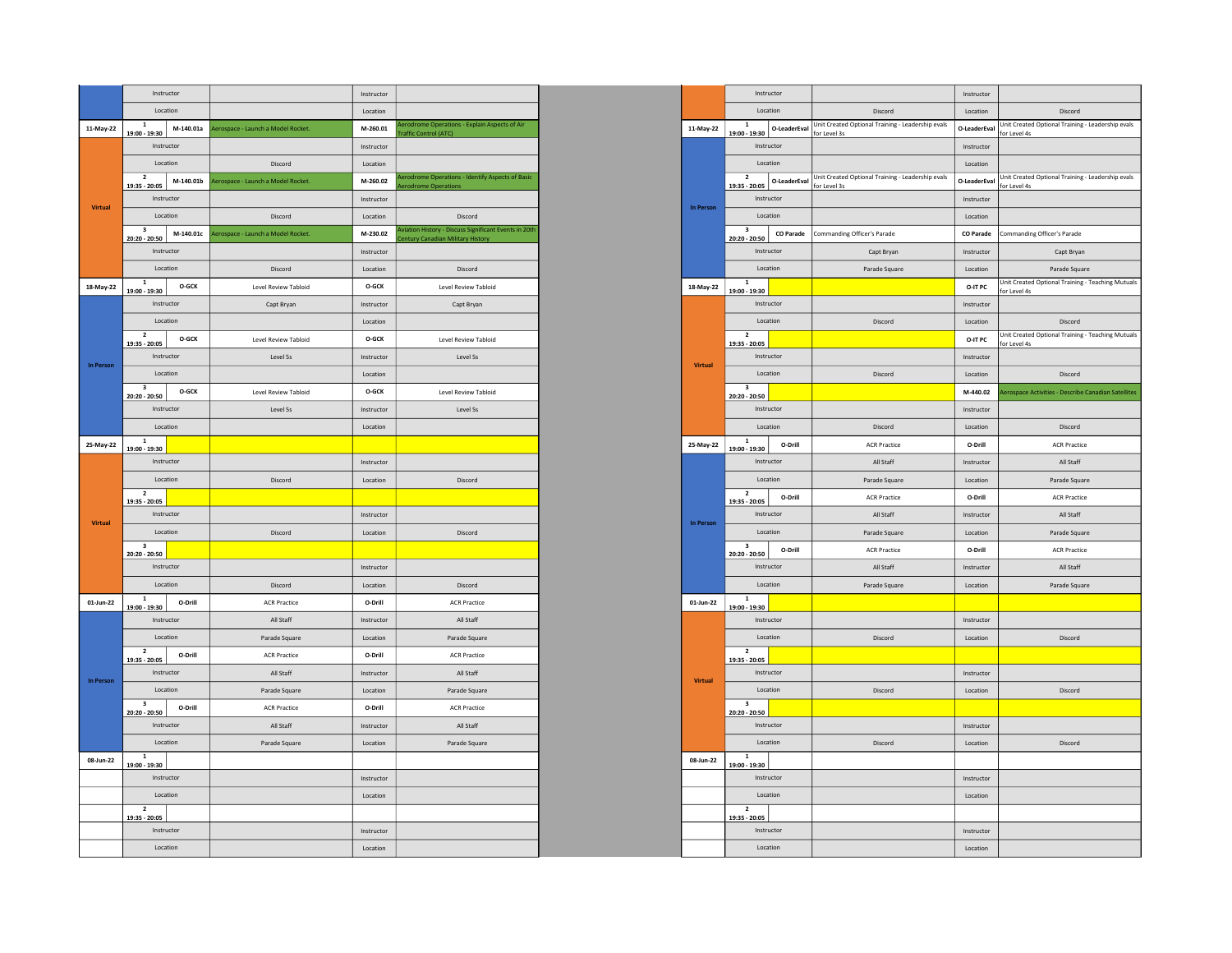| Date | Period | EO | Level 3s | EO | Level 4s |
|---|---|---|---|---|---|
| | Instructor | | | Instructor | |
| | Location | | | Location | |
| 11-May-22 | 1<br>19:00 - 19:30 | M-140.01a | Aerospace - Launch a Model Rocket. | M-260.01 | Aerodrome Operations - Explain Aspects of Air Traffic Control (ATC) |
| Virtual | Instructor | | | Instructor | |
| | Location | | Discord | Location | |
| | 2<br>19:35 - 20:05 | M-140.01b | Aerospace - Launch a Model Rocket. | M-260.02 | Aerodrome Operations - Identify Aspects of Basic Aerodrome Operations |
| | Instructor | | | Instructor | |
| | Location | | Discord | Location | Discord |
| | 3<br>20:20 - 20:50 | M-140.01c | Aerospace - Launch a Model Rocket. | M-230.02 | Aviation History - Discuss Significant Events in 20th Century Canadian Military History |
| | Instructor | | | Instructor | |
| | Location | | Discord | Location | Discord |
| 18-May-22 | 1<br>19:00 - 19:30 | O-GCK | Level Review Tabloid | O-GCK | Level Review Tabloid |
| In Person | Instructor | | Capt Bryan | Instructor | Capt Bryan |
| | Location | | | Location | |
| | 2<br>19:35 - 20:05 | O-GCK | Level Review Tabloid | O-GCK | Level Review Tabloid |
| | Instructor | | Level 5s | Instructor | Level 5s |
| | Location | | | Location | |
| | 3<br>20:20 - 20:50 | O-GCK | Level Review Tabloid | O-GCK | Level Review Tabloid |
| | Instructor | | Level 5s | Instructor | Level 5s |
| | Location | | | Location | |
| 25-May-22 | 1<br>19:00 - 19:30 | | | | |
| Virtual | Instructor | | | Instructor | |
| | Location | | Discord | Location | Discord |
| | 2<br>19:35 - 20:05 | | | | |
| | Instructor | | | Instructor | |
| | Location | | Discord | Location | Discord |
| | 3<br>20:20 - 20:50 | | | | |
| | Instructor | | | Instructor | |
| | Location | | Discord | Location | Discord |
| 01-Jun-22 | 1<br>19:00 - 19:30 | O-Drill | ACR Practice | O-Drill | ACR Practice |
| In Person | Instructor | | All Staff | Instructor | All Staff |
| | Location | | Parade Square | Location | Parade Square |
| | 2<br>19:35 - 20:05 | O-Drill | ACR Practice | O-Drill | ACR Practice |
| | Instructor | | All Staff | Instructor | All Staff |
| | Location | | Parade Square | Location | Parade Square |
| | 3<br>20:20 - 20:50 | O-Drill | ACR Practice | O-Drill | ACR Practice |
| | Instructor | | All Staff | Instructor | All Staff |
| | Location | | Parade Square | Location | Parade Square |
| 08-Jun-22 | 1<br>19:00 - 19:30 | | | | |
| | Instructor | | | Instructor | |
| | Location | | | Location | |
| | 2<br>19:35 - 20:05 | | | | |
| | Instructor | | | Instructor | |
| | Location | | | Location | |

| Date | Period | EO | Level 3s | EO | Level 4s |
|---|---|---|---|---|---|
| | Instructor | | | Instructor | |
| | Location | | Discord | Location | Discord |
| 11-May-22 | 1<br>19:00 - 19:30 | O-LeaderEval | Unit Created Optional Training - Leadership evals for Level 3s | O-LeaderEval | Unit Created Optional Training - Leadership evals for Level 4s |
| In Person | Instructor | | | Instructor | |
| | Location | | | Location | |
| | 2<br>19:35 - 20:05 | O-LeaderEval | Unit Created Optional Training - Leadership evals for Level 3s | O-LeaderEval | Unit Created Optional Training - Leadership evals for Level 4s |
| | Instructor | | | Instructor | |
| | Location | | | Location | |
| | 3<br>20:20 - 20:50 | CO Parade | Commanding Officer's Parade | CO Parade | Commanding Officer's Parade |
| | Instructor | | Capt Bryan | Instructor | Capt Bryan |
| | Location | | Parade Square | Location | Parade Square |
| 18-May-22 | 1<br>19:00 - 19:30 | | | O-IT PC | Unit Created Optional Training - Teaching Mutuals for Level 4s |
| Virtual | Instructor | | | Instructor | |
| | Location | | Discord | Location | Discord |
| | 2<br>19:35 - 20:05 | | | O-IT PC | Unit Created Optional Training - Teaching Mutuals for Level 4s |
| | Instructor | | | Instructor | |
| | Location | | Discord | Location | Discord |
| | 3<br>20:20 - 20:50 | | | M-440.02 | Aerospace Activities - Describe Canadian Satellites |
| | Instructor | | | Instructor | |
| | Location | | Discord | Location | Discord |
| 25-May-22 | 1<br>19:00 - 19:30 | O-Drill | ACR Practice | O-Drill | ACR Practice |
| In Person | Instructor | | All Staff | Instructor | All Staff |
| | Location | | Parade Square | Location | Parade Square |
| | 2<br>19:35 - 20:05 | O-Drill | ACR Practice | O-Drill | ACR Practice |
| | Instructor | | All Staff | Instructor | All Staff |
| | Location | | Parade Square | Location | Parade Square |
| | 3<br>20:20 - 20:50 | O-Drill | ACR Practice | O-Drill | ACR Practice |
| | Instructor | | All Staff | Instructor | All Staff |
| | Location | | Parade Square | Location | Parade Square |
| 01-Jun-22 | 1<br>19:00 - 19:30 | | | | |
| Virtual | Instructor | | | Instructor | |
| | Location | | Discord | Location | Discord |
| | 2<br>19:35 - 20:05 | | | | |
| | Instructor | | | Instructor | |
| | Location | | Discord | Location | Discord |
| | 3<br>20:20 - 20:50 | | | | |
| | Instructor | | | Instructor | |
| | Location | | Discord | Location | Discord |
| 08-Jun-22 | 1<br>19:00 - 19:30 | | | | |
| | Instructor | | | Instructor | |
| | Location | | | Location | |
| | 2<br>19:35 - 20:05 | | | | |
| | Instructor | | | Instructor | |
| | Location | | | Location | |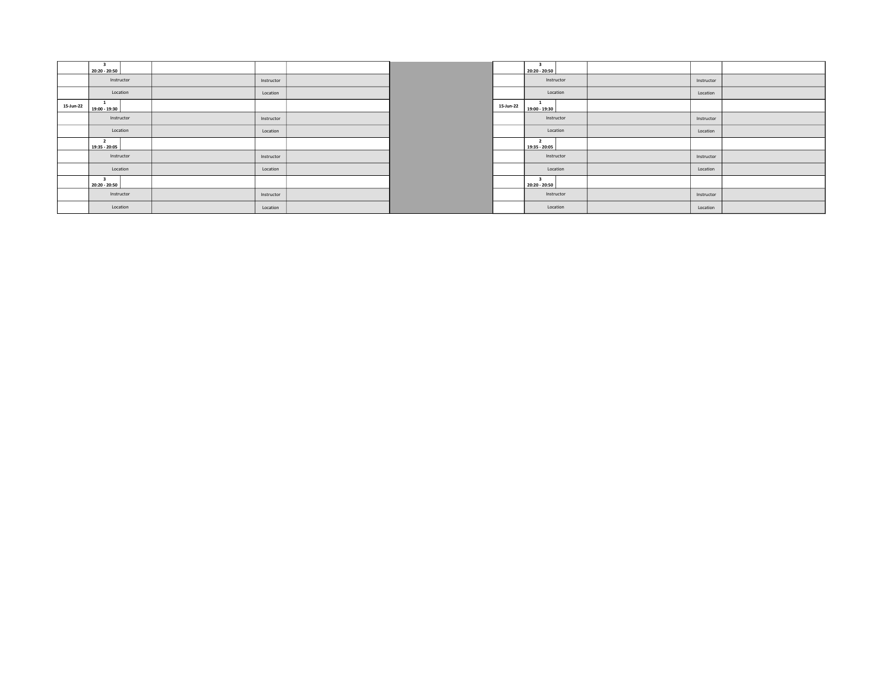| | | | | | | | | | | | | | |
|---|---|---|---|---|---|---|---|---|---|---|---|---|---|
| | 3<br>20:20 - 20:50 | | | | | | | 3<br>20:20 - 20:50 | | | | |
| | Instructor | | Instructor | | | | | Instructor | | Instructor | |
| | Location | | Location | | | | | Location | | Location | |
| 15-Jun-22 | 1<br>19:00 - 19:30 | | | | | | 15-Jun-22 | 1<br>19:00 - 19:30 | | | | |
| | Instructor | | Instructor | | | | | Instructor | | Instructor | |
| | Location | | Location | | | | | Location | | Location | |
| | 2<br>19:35 - 20:05 | | | | | | | 2<br>19:35 - 20:05 | | | | |
| | Instructor | | Instructor | | | | | Instructor | | Instructor | |
| | Location | | Location | | | | | Location | | Location | |
| | 3<br>20:20 - 20:50 | | | | | | | 3<br>20:20 - 20:50 | | | | |
| | Instructor | | Instructor | | | | | Instructor | | Instructor | |
| | Location | | Location | | | | | Location | | Location | |